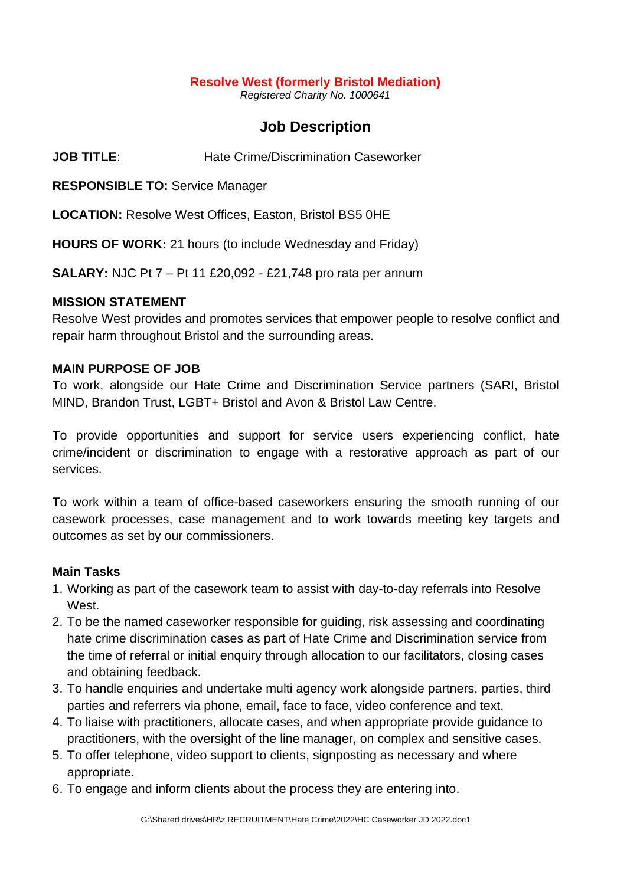**Resolve West (formerly Bristol Mediation)**

*Registered Charity No. 1000641*

# Job Description

**JOB TITLE**: Hate Crime/Discrimination Caseworker

**RESPONSIBLE TO:** Service Manager

**LOCATION:** Resolve West Offices, Easton, Bristol BS5 0HE

**HOURS OF WORK:** 21 hours (to include Wednesday and Friday)

**SALARY:** NJC Pt 7 – Pt 11 £20,092 - £21,748 pro rata per annum

## MISSION STATEMENT

Resolve West provides and promotes services that empower people to resolve conflict and repair harm throughout Bristol and the surrounding areas.

## MAIN PURPOSE OF JOB

To work, alongside our Hate Crime and Discrimination Service partners (SARI, Bristol MIND, Brandon Trust, LGBT+ Bristol and Avon & Bristol Law Centre.

To provide opportunities and support for service users experiencing conflict, hate crime/incident or discrimination to engage with a restorative approach as part of our services.

To work within a team of office-based caseworkers ensuring the smooth running of our casework processes, case management and to work towards meeting key targets and outcomes as set by our commissioners.

### Main Tasks

1. Working as part of the casework team to assist with day-to-day referrals into Resolve West.
2. To be the named caseworker responsible for guiding, risk assessing and coordinating hate crime discrimination cases as part of Hate Crime and Discrimination service from the time of referral or initial enquiry through allocation to our facilitators, closing cases and obtaining feedback.
3. To handle enquiries and undertake multi agency work alongside partners, parties, third parties and referrers via phone, email, face to face, video conference and text.
4. To liaise with practitioners, allocate cases, and when appropriate provide guidance to practitioners, with the oversight of the line manager, on complex and sensitive cases.
5. To offer telephone, video support to clients, signposting as necessary and where appropriate.
6. To engage and inform clients about the process they are entering into.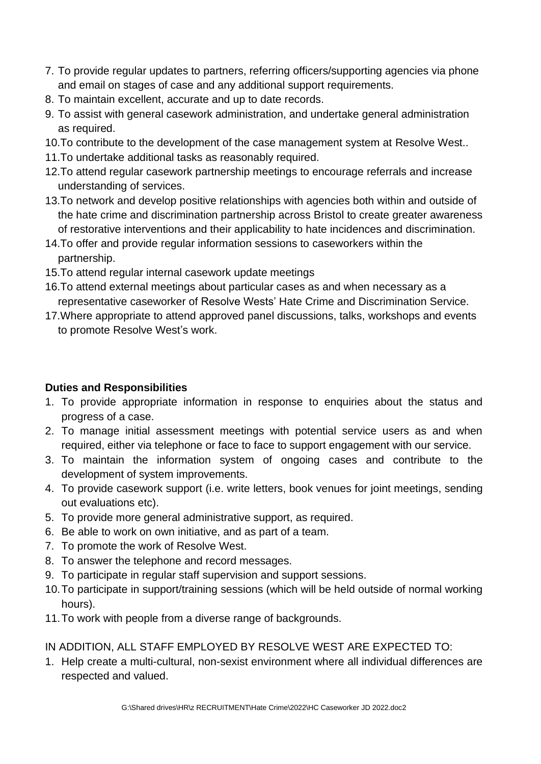7. To provide regular updates to partners, referring officers/supporting agencies via phone and email on stages of case and any additional support requirements.
8. To maintain excellent, accurate and up to date records.
9. To assist with general casework administration, and undertake general administration as required.
10. To contribute to the development of the case management system at Resolve West..
11. To undertake additional tasks as reasonably required.
12. To attend regular casework partnership meetings to encourage referrals and increase understanding of services.
13. To network and develop positive relationships with agencies both within and outside of the hate crime and discrimination partnership across Bristol to create greater awareness of restorative interventions and their applicability to hate incidences and discrimination.
14. To offer and provide regular information sessions to caseworkers within the partnership.
15. To attend regular internal casework update meetings
16. To attend external meetings about particular cases as and when necessary as a representative caseworker of Resolve Wests' Hate Crime and Discrimination Service.
17. Where appropriate to attend approved panel discussions, talks, workshops and events to promote Resolve West's work.

**Duties and Responsibilities**

1. To provide appropriate information in response to enquiries about the status and progress of a case.
2. To manage initial assessment meetings with potential service users as and when required, either via telephone or face to face to support engagement with our service.
3. To maintain the information system of ongoing cases and contribute to the development of system improvements.
4. To provide casework support (i.e. write letters, book venues for joint meetings, sending out evaluations etc).
5. To provide more general administrative support, as required.
6. Be able to work on own initiative, and as part of a team.
7. To promote the work of Resolve West.
8. To answer the telephone and record messages.
9. To participate in regular staff supervision and support sessions.
10. To participate in support/training sessions (which will be held outside of normal working hours).
11. To work with people from a diverse range of backgrounds.

IN ADDITION, ALL STAFF EMPLOYED BY RESOLVE WEST ARE EXPECTED TO:

1. Help create a multi-cultural, non-sexist environment where all individual differences are respected and valued.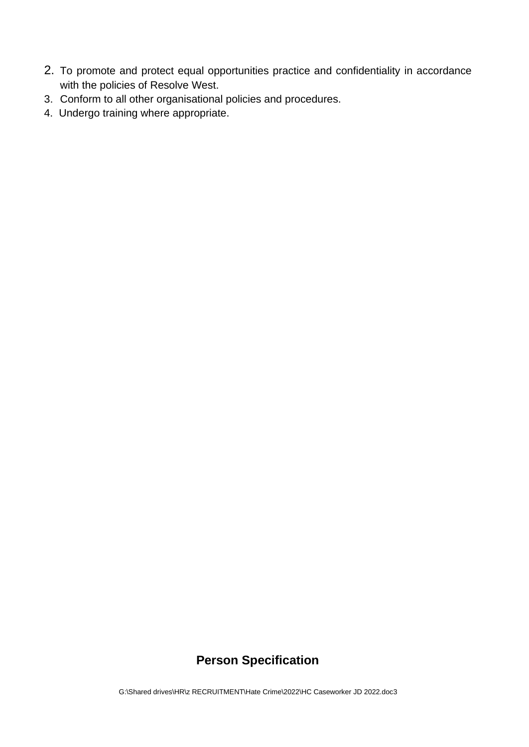2. To promote and protect equal opportunities practice and confidentiality in accordance with the policies of Resolve West.
3. Conform to all other organisational policies and procedures.
4. Undergo training where appropriate.

## Person Specification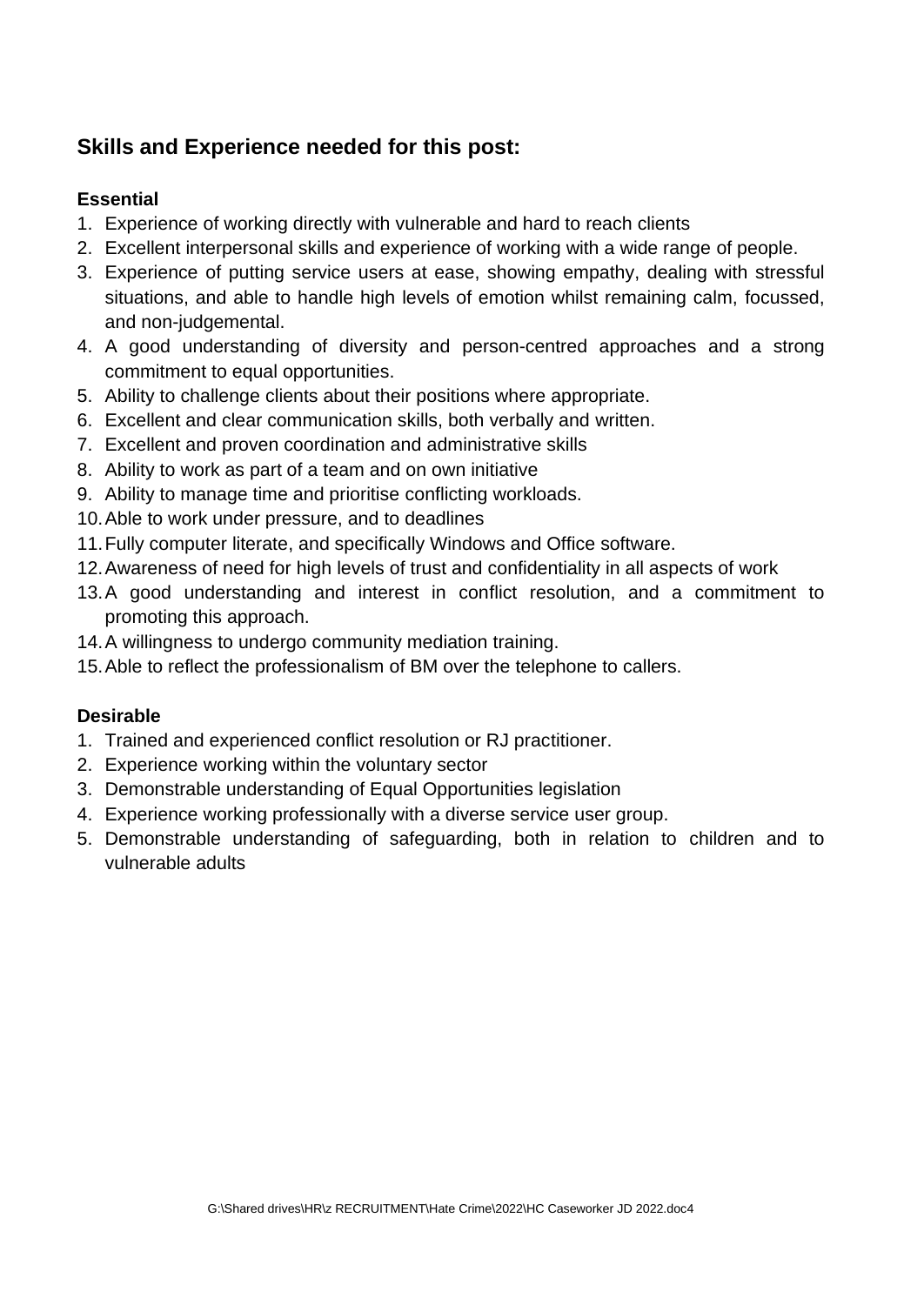## Skills and Experience needed for this post:

### Essential

1. Experience of working directly with vulnerable and hard to reach clients
2. Excellent interpersonal skills and experience of working with a wide range of people.
3. Experience of putting service users at ease, showing empathy, dealing with stressful situations, and able to handle high levels of emotion whilst remaining calm, focussed, and non-judgemental.
4. A good understanding of diversity and person-centred approaches and a strong commitment to equal opportunities.
5. Ability to challenge clients about their positions where appropriate.
6. Excellent and clear communication skills, both verbally and written.
7. Excellent and proven coordination and administrative skills
8. Ability to work as part of a team and on own initiative
9. Ability to manage time and prioritise conflicting workloads.
10. Able to work under pressure, and to deadlines
11. Fully computer literate, and specifically Windows and Office software.
12. Awareness of need for high levels of trust and confidentiality in all aspects of work
13. A good understanding and interest in conflict resolution, and a commitment to promoting this approach.
14. A willingness to undergo community mediation training.
15. Able to reflect the professionalism of BM over the telephone to callers.

### Desirable

1. Trained and experienced conflict resolution or RJ practitioner.
2. Experience working within the voluntary sector
3. Demonstrable understanding of Equal Opportunities legislation
4. Experience working professionally with a diverse service user group.
5. Demonstrable understanding of safeguarding, both in relation to children and to vulnerable adults